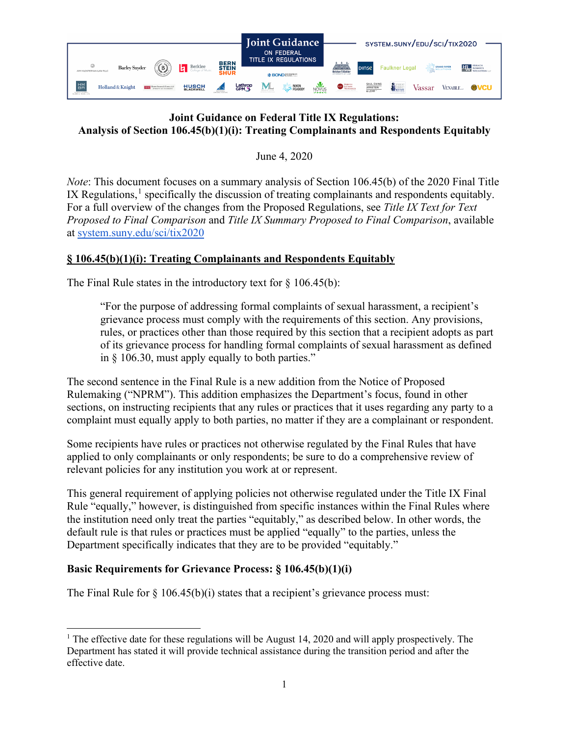Joint Guidance ON FEDERAL TITLE IX REGULATIONS

SYSTEM.SUNY/EDU/SCI/TIX2020

**Joint Guidance on Federal Title IX Regulations:**
**Analysis of Section 106.45(b)(1)(i): Treating Complainants and Respondents Equitably**

June 4, 2020

*Note*: This document focuses on a summary analysis of Section 106.45(b) of the 2020 Final Title IX Regulations,[1] specifically the discussion of treating complainants and respondents equitably. For a full overview of the changes from the Proposed Regulations, see *Title IX Text for Text Proposed to Final Comparison* and *Title IX Summary Proposed to Final Comparison*, available at system.suny.edu/sci/tix2020

## § 106.45(b)(1)(i): Treating Complainants and Respondents Equitably

The Final Rule states in the introductory text for § 106.45(b):

> "For the purpose of addressing formal complaints of sexual harassment, a recipient's grievance process must comply with the requirements of this section. Any provisions, rules, or practices other than those required by this section that a recipient adopts as part of its grievance process for handling formal complaints of sexual harassment as defined in § 106.30, must apply equally to both parties."

The second sentence in the Final Rule is a new addition from the Notice of Proposed Rulemaking ("NPRM"). This addition emphasizes the Department's focus, found in other sections, on instructing recipients that any rules or practices that it uses regarding any party to a complaint must equally apply to both parties, no matter if they are a complainant or respondent.

Some recipients have rules or practices not otherwise regulated by the Final Rules that have applied to only complainants or only respondents; be sure to do a comprehensive review of relevant policies for any institution you work at or represent.

This general requirement of applying policies not otherwise regulated under the Title IX Final Rule "equally," however, is distinguished from specific instances within the Final Rules where the institution need only treat the parties "equitably," as described below. In other words, the default rule is that rules or practices must be applied "equally" to the parties, unless the Department specifically indicates that they are to be provided "equitably."

### Basic Requirements for Grievance Process: § 106.45(b)(1)(i)

The Final Rule for § 106.45(b)(i) states that a recipient's grievance process must:

[1] The effective date for these regulations will be August 14, 2020 and will apply prospectively. The Department has stated it will provide technical assistance during the transition period and after the effective date.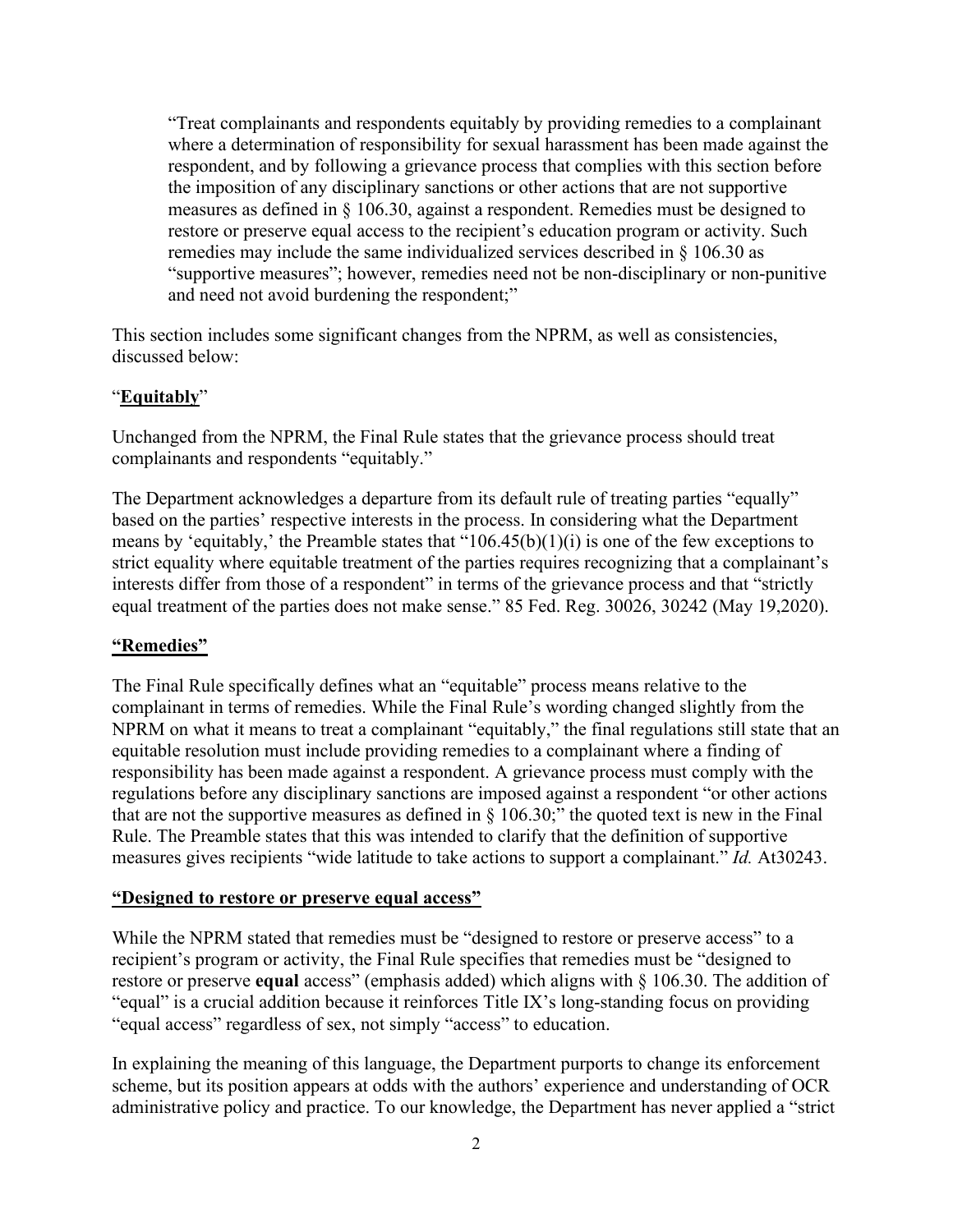"Treat complainants and respondents equitably by providing remedies to a complainant where a determination of responsibility for sexual harassment has been made against the respondent, and by following a grievance process that complies with this section before the imposition of any disciplinary sanctions or other actions that are not supportive measures as defined in § 106.30, against a respondent. Remedies must be designed to restore or preserve equal access to the recipient's education program or activity. Such remedies may include the same individualized services described in § 106.30 as "supportive measures"; however, remedies need not be non-disciplinary or non-punitive and need not avoid burdening the respondent;"

This section includes some significant changes from the NPRM, as well as consistencies, discussed below:

"**Equitably**"

Unchanged from the NPRM, the Final Rule states that the grievance process should treat complainants and respondents "equitably."

The Department acknowledges a departure from its default rule of treating parties "equally" based on the parties' respective interests in the process. In considering what the Department means by 'equitably,' the Preamble states that "106.45(b)(1)(i) is one of the few exceptions to strict equality where equitable treatment of the parties requires recognizing that a complainant's interests differ from those of a respondent" in terms of the grievance process and that "strictly equal treatment of the parties does not make sense." 85 Fed. Reg. 30026, 30242 (May 19,2020).

**"Remedies"**

The Final Rule specifically defines what an "equitable" process means relative to the complainant in terms of remedies. While the Final Rule's wording changed slightly from the NPRM on what it means to treat a complainant "equitably," the final regulations still state that an equitable resolution must include providing remedies to a complainant where a finding of responsibility has been made against a respondent. A grievance process must comply with the regulations before any disciplinary sanctions are imposed against a respondent "or other actions that are not the supportive measures as defined in § 106.30;" the quoted text is new in the Final Rule. The Preamble states that this was intended to clarify that the definition of supportive measures gives recipients "wide latitude to take actions to support a complainant." *Id.* At30243.

**"Designed to restore or preserve equal access"**

While the NPRM stated that remedies must be "designed to restore or preserve access" to a recipient's program or activity, the Final Rule specifies that remedies must be "designed to restore or preserve **equal** access" (emphasis added) which aligns with § 106.30. The addition of "equal" is a crucial addition because it reinforces Title IX's long-standing focus on providing "equal access" regardless of sex, not simply "access" to education.

In explaining the meaning of this language, the Department purports to change its enforcement scheme, but its position appears at odds with the authors' experience and understanding of OCR administrative policy and practice. To our knowledge, the Department has never applied a "strict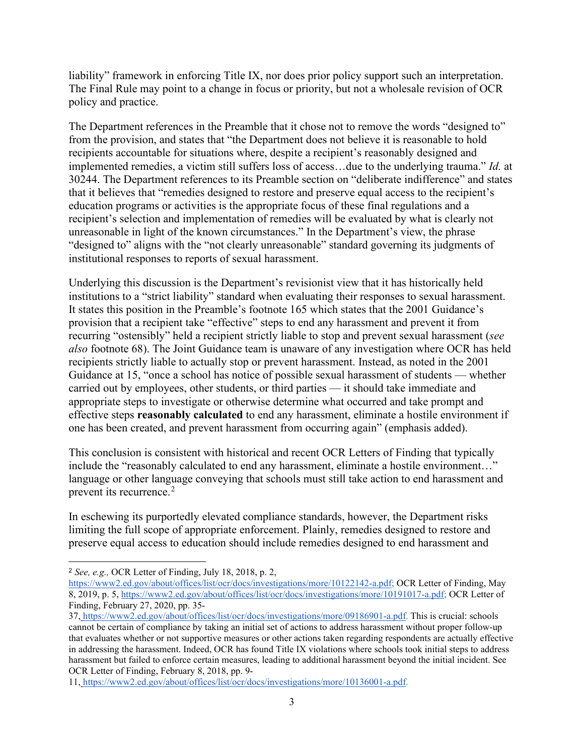liability" framework in enforcing Title IX, nor does prior policy support such an interpretation. The Final Rule may point to a change in focus or priority, but not a wholesale revision of OCR policy and practice.

The Department references in the Preamble that it chose not to remove the words "designed to" from the provision, and states that "the Department does not believe it is reasonable to hold recipients accountable for situations where, despite a recipient's reasonably designed and implemented remedies, a victim still suffers loss of access…due to the underlying trauma." *Id.* at 30244. The Department references to its Preamble section on "deliberate indifference" and states that it believes that "remedies designed to restore and preserve equal access to the recipient's education programs or activities is the appropriate focus of these final regulations and a recipient's selection and implementation of remedies will be evaluated by what is clearly not unreasonable in light of the known circumstances." In the Department's view, the phrase "designed to" aligns with the "not clearly unreasonable" standard governing its judgments of institutional responses to reports of sexual harassment.

Underlying this discussion is the Department's revisionist view that it has historically held institutions to a "strict liability" standard when evaluating their responses to sexual harassment. It states this position in the Preamble's footnote 165 which states that the 2001 Guidance's provision that a recipient take "effective" steps to end any harassment and prevent it from recurring "ostensibly" held a recipient strictly liable to stop and prevent sexual harassment (*see also* footnote 68). The Joint Guidance team is unaware of any investigation where OCR has held recipients strictly liable to actually stop or prevent harassment. Instead, as noted in the 2001 Guidance at 15, "once a school has notice of possible sexual harassment of students — whether carried out by employees, other students, or third parties — it should take immediate and appropriate steps to investigate or otherwise determine what occurred and take prompt and effective steps **reasonably calculated** to end any harassment, eliminate a hostile environment if one has been created, and prevent harassment from occurring again" (emphasis added).

This conclusion is consistent with historical and recent OCR Letters of Finding that typically include the "reasonably calculated to end any harassment, eliminate a hostile environment…" language or other language conveying that schools must still take action to end harassment and prevent its recurrence.[2]

In eschewing its purportedly elevated compliance standards, however, the Department risks limiting the full scope of appropriate enforcement. Plainly, remedies designed to restore and preserve equal access to education should include remedies designed to end harassment and

---

[2] *See, e.g.,* OCR Letter of Finding, July 18, 2018, p. 2, https://www2.ed.gov/about/offices/list/ocr/docs/investigations/more/10122142-a.pdf; OCR Letter of Finding, May 8, 2019, p. 5, https://www2.ed.gov/about/offices/list/ocr/docs/investigations/more/10191017-a.pdf; OCR Letter of Finding, February 27, 2020, pp. 35-37, https://www2.ed.gov/about/offices/list/ocr/docs/investigations/more/09186901-a.pdf. This is crucial: schools cannot be certain of compliance by taking an initial set of actions to address harassment without proper follow-up that evaluates whether or not supportive measures or other actions taken regarding respondents are actually effective in addressing the harassment. Indeed, OCR has found Title IX violations where schools took initial steps to address harassment but failed to enforce certain measures, leading to additional harassment beyond the initial incident. See OCR Letter of Finding, February 8, 2018, pp. 9-11, https://www2.ed.gov/about/offices/list/ocr/docs/investigations/more/10136001-a.pdf.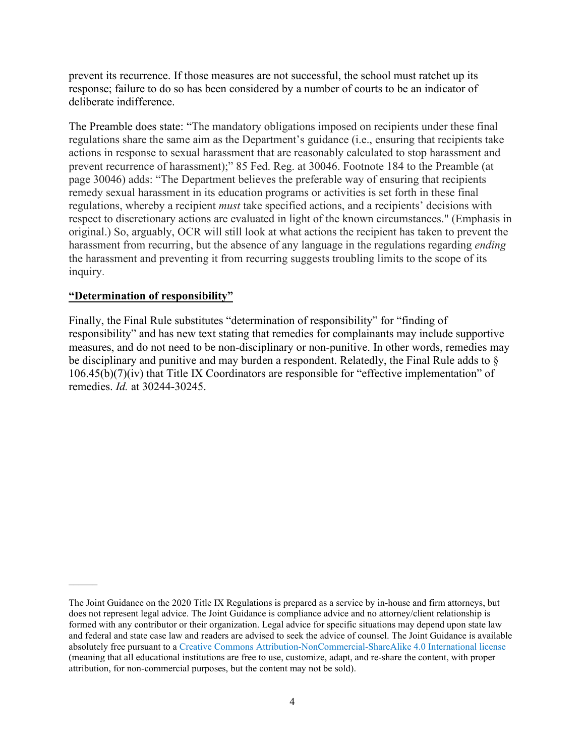prevent its recurrence. If those measures are not successful, the school must ratchet up its response; failure to do so has been considered by a number of courts to be an indicator of deliberate indifference.

The Preamble does state: "The mandatory obligations imposed on recipients under these final regulations share the same aim as the Department's guidance (i.e., ensuring that recipients take actions in response to sexual harassment that are reasonably calculated to stop harassment and prevent recurrence of harassment);" 85 Fed. Reg. at 30046. Footnote 184 to the Preamble (at page 30046) adds: "The Department believes the preferable way of ensuring that recipients remedy sexual harassment in its education programs or activities is set forth in these final regulations, whereby a recipient *must* take specified actions, and a recipients' decisions with respect to discretionary actions are evaluated in light of the known circumstances." (Emphasis in original.) So, arguably, OCR will still look at what actions the recipient has taken to prevent the harassment from recurring, but the absence of any language in the regulations regarding *ending* the harassment and preventing it from recurring suggests troubling limits to the scope of its inquiry.

## "Determination of responsibility"

Finally, the Final Rule substitutes "determination of responsibility" for "finding of responsibility" and has new text stating that remedies for complainants may include supportive measures, and do not need to be non-disciplinary or non-punitive. In other words, remedies may be disciplinary and punitive and may burden a respondent. Relatedly, the Final Rule adds to § 106.45(b)(7)(iv) that Title IX Coordinators are responsible for "effective implementation" of remedies. *Id.* at 30244-30245.

---

The Joint Guidance on the 2020 Title IX Regulations is prepared as a service by in-house and firm attorneys, but does not represent legal advice. The Joint Guidance is compliance advice and no attorney/client relationship is formed with any contributor or their organization. Legal advice for specific situations may depend upon state law and federal and state case law and readers are advised to seek the advice of counsel. The Joint Guidance is available absolutely free pursuant to a Creative Commons Attribution-NonCommercial-ShareAlike 4.0 International license (meaning that all educational institutions are free to use, customize, adapt, and re-share the content, with proper attribution, for non-commercial purposes, but the content may not be sold).